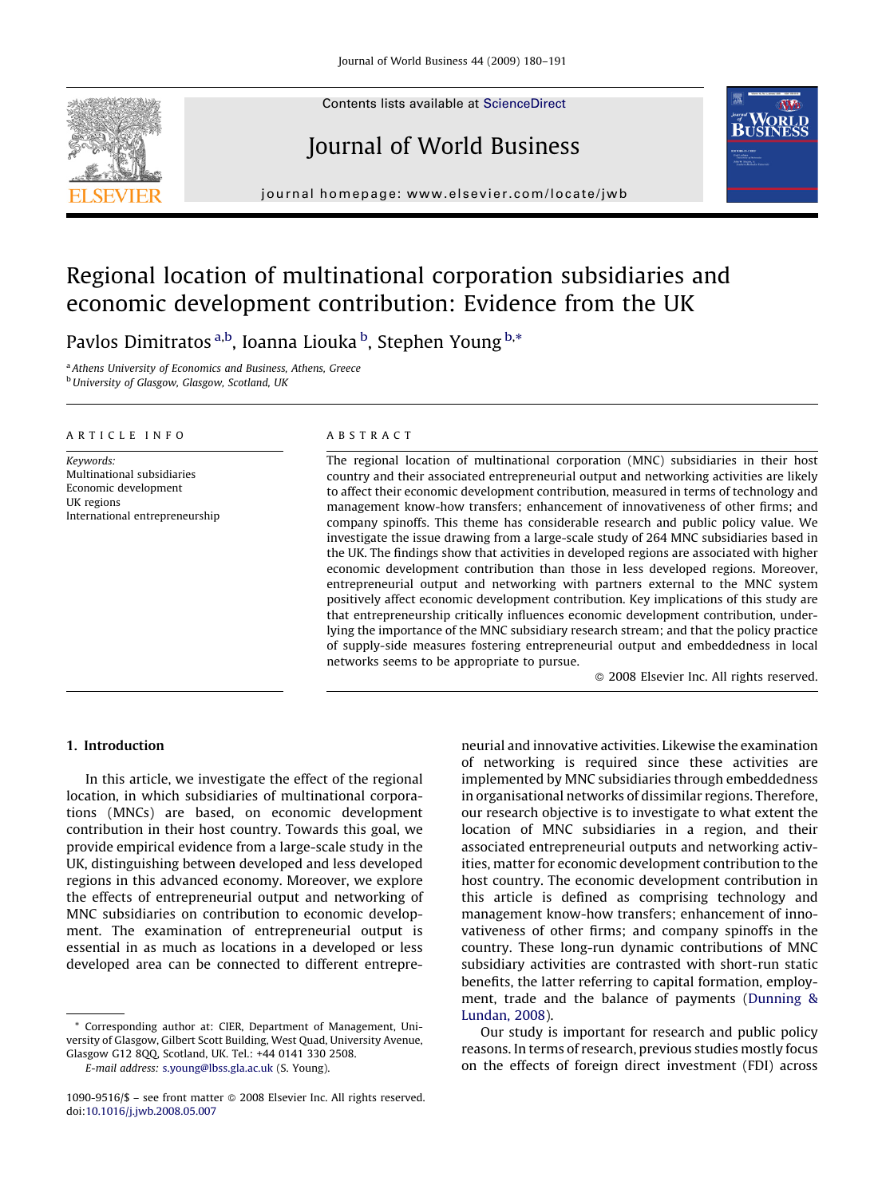Contents lists available at ScienceDirect

# Journal of World Business

journal homepage: www.elsevier.com/locate/jwb

# Regional location of multinational corporation subsidiaries and economic development contribution: Evidence from the UK

Pavlos Dimitratos [a,b], Ioanna Liouka [b], Stephen Young [b,*]

[a] *Athens University of Economics and Business, Athens, Greece*
[b] *University of Glasgow, Glasgow, Scotland, UK*

## ARTICLE INFO

*Keywords:*
Multinational subsidiaries
Economic development
UK regions
International entrepreneurship

## ABSTRACT

The regional location of multinational corporation (MNC) subsidiaries in their host country and their associated entrepreneurial output and networking activities are likely to affect their economic development contribution, measured in terms of technology and management know-how transfers; enhancement of innovativeness of other firms; and company spinoffs. This theme has considerable research and public policy value. We investigate the issue drawing from a large-scale study of 264 MNC subsidiaries based in the UK. The findings show that activities in developed regions are associated with higher economic development contribution than those in less developed regions. Moreover, entrepreneurial output and networking with partners external to the MNC system positively affect economic development contribution. Key implications of this study are that entrepreneurship critically influences economic development contribution, underlying the importance of the MNC subsidiary research stream; and that the policy practice of supply-side measures fostering entrepreneurial output and embeddedness in local networks seems to be appropriate to pursue.

© 2008 Elsevier Inc. All rights reserved.

## 1. Introduction

In this article, we investigate the effect of the regional location, in which subsidiaries of multinational corporations (MNCs) are based, on economic development contribution in their host country. Towards this goal, we provide empirical evidence from a large-scale study in the UK, distinguishing between developed and less developed regions in this advanced economy. Moreover, we explore the effects of entrepreneurial output and networking of MNC subsidiaries on contribution to economic development. The examination of entrepreneurial output is essential in as much as locations in a developed or less developed area can be connected to different entrepreneurial and innovative activities. Likewise the examination of networking is required since these activities are implemented by MNC subsidiaries through embeddedness in organisational networks of dissimilar regions. Therefore, our research objective is to investigate to what extent the location of MNC subsidiaries in a region, and their associated entrepreneurial outputs and networking activities, matter for economic development contribution to the host country. The economic development contribution in this article is defined as comprising technology and management know-how transfers; enhancement of innovativeness of other firms; and company spinoffs in the country. These long-run dynamic contributions of MNC subsidiary activities are contrasted with short-run static benefits, the latter referring to capital formation, employment, trade and the balance of payments (Dunning & Lundan, 2008).

Our study is important for research and public policy reasons. In terms of research, previous studies mostly focus on the effects of foreign direct investment (FDI) across

* Corresponding author at: CIER, Department of Management, University of Glasgow, Gilbert Scott Building, West Quad, University Avenue, Glasgow G12 8QQ, Scotland, UK. Tel.: +44 0141 330 2508.
*E-mail address:* s.young@lbss.gla.ac.uk (S. Young).

1090-9516/$ – see front matter © 2008 Elsevier Inc. All rights reserved.
doi:10.1016/j.jwb.2008.05.007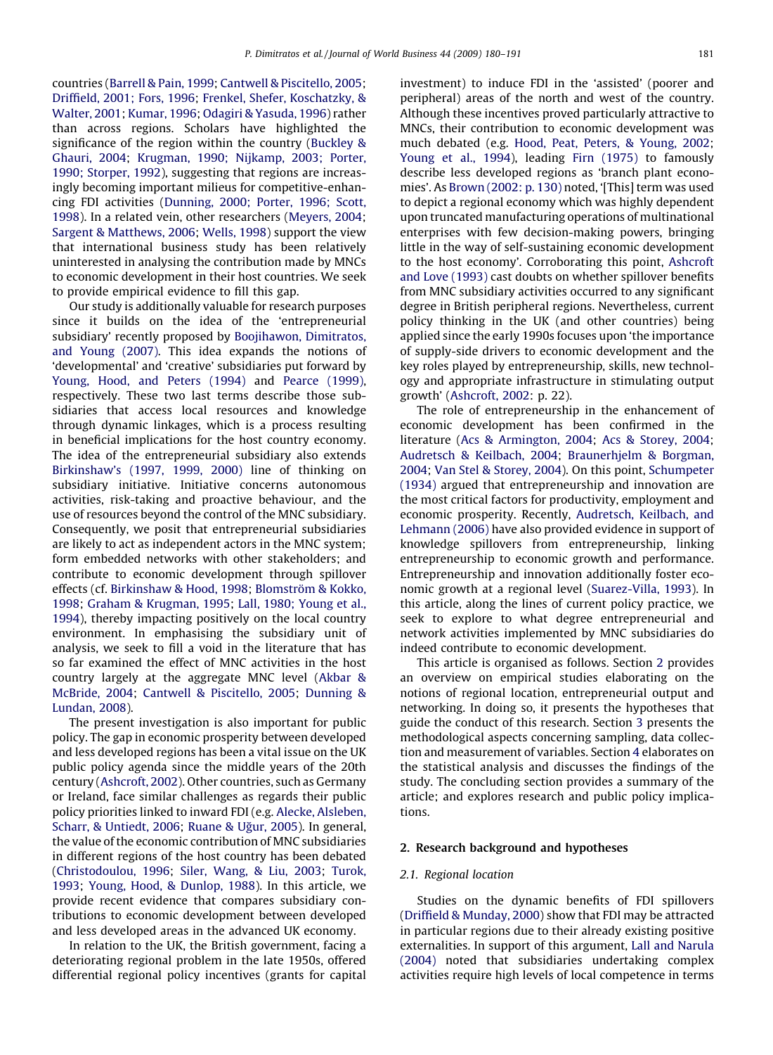countries (Barrell & Pain, 1999; Cantwell & Piscitello, 2005; Driffield, 2001; Fors, 1996; Frenkel, Shefer, Koschatzky, & Walter, 2001; Kumar, 1996; Odagiri & Yasuda, 1996) rather than across regions. Scholars have highlighted the significance of the region within the country (Buckley & Ghauri, 2004; Krugman, 1990; Nijkamp, 2003; Porter, 1990; Storper, 1992), suggesting that regions are increasingly becoming important milieus for competitive-enhancing FDI activities (Dunning, 2000; Porter, 1996; Scott, 1998). In a related vein, other researchers (Meyers, 2004; Sargent & Matthews, 2006; Wells, 1998) support the view that international business study has been relatively uninterested in analysing the contribution made by MNCs to economic development in their host countries. We seek to provide empirical evidence to fill this gap.

Our study is additionally valuable for research purposes since it builds on the idea of the 'entrepreneurial subsidiary' recently proposed by Boojihawon, Dimitratos, and Young (2007). This idea expands the notions of 'developmental' and 'creative' subsidiaries put forward by Young, Hood, and Peters (1994) and Pearce (1999), respectively. These two last terms describe those subsidiaries that access local resources and knowledge through dynamic linkages, which is a process resulting in beneficial implications for the host country economy. The idea of the entrepreneurial subsidiary also extends Birkinshaw's (1997, 1999, 2000) line of thinking on subsidiary initiative. Initiative concerns autonomous activities, risk-taking and proactive behaviour, and the use of resources beyond the control of the MNC subsidiary. Consequently, we posit that entrepreneurial subsidiaries are likely to act as independent actors in the MNC system; form embedded networks with other stakeholders; and contribute to economic development through spillover effects (cf. Birkinshaw & Hood, 1998; Blomström & Kokko, 1998; Graham & Krugman, 1995; Lall, 1980; Young et al., 1994), thereby impacting positively on the local country environment. In emphasising the subsidiary unit of analysis, we seek to fill a void in the literature that has so far examined the effect of MNC activities in the host country largely at the aggregate MNC level (Akbar & McBride, 2004; Cantwell & Piscitello, 2005; Dunning & Lundan, 2008).

The present investigation is also important for public policy. The gap in economic prosperity between developed and less developed regions has been a vital issue on the UK public policy agenda since the middle years of the 20th century (Ashcroft, 2002). Other countries, such as Germany or Ireland, face similar challenges as regards their public policy priorities linked to inward FDI (e.g. Alecke, Alsleben, Scharr, & Untiedt, 2006; Ruane & Uğur, 2005). In general, the value of the economic contribution of MNC subsidiaries in different regions of the host country has been debated (Christodoulou, 1996; Siler, Wang, & Liu, 2003; Turok, 1993; Young, Hood, & Dunlop, 1988). In this article, we provide recent evidence that compares subsidiary contributions to economic development between developed and less developed areas in the advanced UK economy.

In relation to the UK, the British government, facing a deteriorating regional problem in the late 1950s, offered differential regional policy incentives (grants for capital investment) to induce FDI in the 'assisted' (poorer and peripheral) areas of the north and west of the country. Although these incentives proved particularly attractive to MNCs, their contribution to economic development was much debated (e.g. Hood, Peat, Peters, & Young, 2002; Young et al., 1994), leading Firn (1975) to famously describe less developed regions as 'branch plant economies'. As Brown (2002: p. 130) noted, '[This] term was used to depict a regional economy which was highly dependent upon truncated manufacturing operations of multinational enterprises with few decision-making powers, bringing little in the way of self-sustaining economic development to the host economy'. Corroborating this point, Ashcroft and Love (1993) cast doubts on whether spillover benefits from MNC subsidiary activities occurred to any significant degree in British peripheral regions. Nevertheless, current policy thinking in the UK (and other countries) being applied since the early 1990s focuses upon 'the importance of supply-side drivers to economic development and the key roles played by entrepreneurship, skills, new technology and appropriate infrastructure in stimulating output growth' (Ashcroft, 2002: p. 22).

The role of entrepreneurship in the enhancement of economic development has been confirmed in the literature (Acs & Armington, 2004; Acs & Storey, 2004; Audretsch & Keilbach, 2004; Braunerhjelm & Borgman, 2004; Van Stel & Storey, 2004). On this point, Schumpeter (1934) argued that entrepreneurship and innovation are the most critical factors for productivity, employment and economic prosperity. Recently, Audretsch, Keilbach, and Lehmann (2006) have also provided evidence in support of knowledge spillovers from entrepreneurship, linking entrepreneurship to economic growth and performance. Entrepreneurship and innovation additionally foster economic growth at a regional level (Suarez-Villa, 1993). In this article, along the lines of current policy practice, we seek to explore to what degree entrepreneurial and network activities implemented by MNC subsidiaries do indeed contribute to economic development.

This article is organised as follows. Section 2 provides an overview on empirical studies elaborating on the notions of regional location, entrepreneurial output and networking. In doing so, it presents the hypotheses that guide the conduct of this research. Section 3 presents the methodological aspects concerning sampling, data collection and measurement of variables. Section 4 elaborates on the statistical analysis and discusses the findings of the study. The concluding section provides a summary of the article; and explores research and public policy implications.

## 2. Research background and hypotheses

### 2.1. Regional location

Studies on the dynamic benefits of FDI spillovers (Driffield & Munday, 2000) show that FDI may be attracted in particular regions due to their already existing positive externalities. In support of this argument, Lall and Narula (2004) noted that subsidiaries undertaking complex activities require high levels of local competence in terms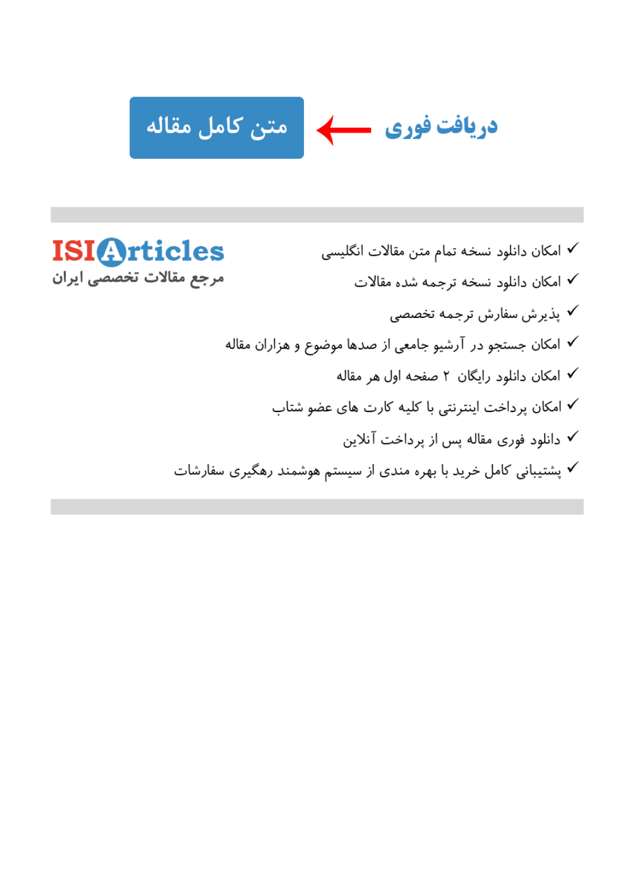دریافت فوری ← **متن کامل مقاله**

**ISIArticles**
مرجع مقالات تخصصی ایران

- ✓ امکان دانلود نسخه تمام متن مقالات انگلیسی
- ✓ امکان دانلود نسخه ترجمه شده مقالات
- ✓ پذیرش سفارش ترجمه تخصصی
- ✓ امکان جستجو در آرشیو جامعی از صدها موضوع و هزاران مقاله
- ✓ امکان دانلود رایگان ۲ صفحه اول هر مقاله
- ✓ امکان پرداخت اینترنتی با کلیه کارت های عضو شتاب
- ✓ دانلود فوری مقاله پس از پرداخت آنلاین
- ✓ پشتیبانی کامل خرید با بهره مندی از سیستم هوشمند رهگیری سفارشات